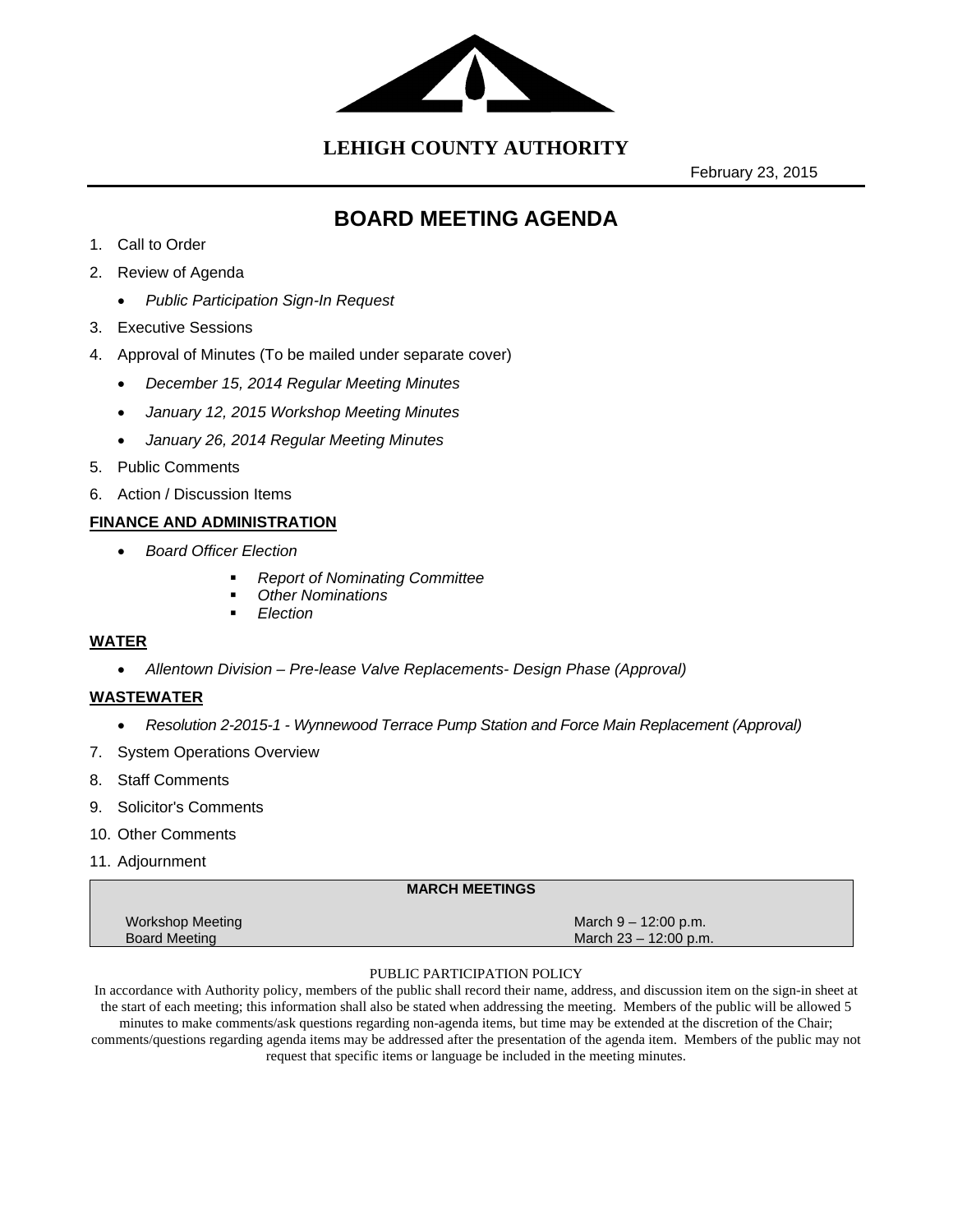# LEHIGH COUNTY AUTHORITY

February 23, 2015

## BOARD MEETING AGENDA

1. Call to Order
2. Review of Agenda
   - *Public Participation Sign-In Request*
3. Executive Sessions
4. Approval of Minutes (To be mailed under separate cover)
   - *December 15, 2014 Regular Meeting Minutes*
   - *January 12, 2015 Workshop Meeting Minutes*
   - *January 26, 2014 Regular Meeting Minutes*
5. Public Comments
6. Action / Discussion Items

**FINANCE AND ADMINISTRATION**

- *Board Officer Election*
  - *Report of Nominating Committee*
  - *Other Nominations*
  - *Election*

**WATER**

- *Allentown Division – Pre-lease Valve Replacements- Design Phase (Approval)*

**WASTEWATER**

- *Resolution 2-2015-1 - Wynnewood Terrace Pump Station and Force Main Replacement (Approval)*

7. System Operations Overview
8. Staff Comments
9. Solicitor's Comments
10. Other Comments
11. Adjournment

| MARCH MEETINGS | |
|---|---|
| Workshop Meeting | March 9 – 12:00 p.m. |
| Board Meeting | March 23 – 12:00 p.m. |

PUBLIC PARTICIPATION POLICY

In accordance with Authority policy, members of the public shall record their name, address, and discussion item on the sign-in sheet at the start of each meeting; this information shall also be stated when addressing the meeting. Members of the public will be allowed 5 minutes to make comments/ask questions regarding non-agenda items, but time may be extended at the discretion of the Chair; comments/questions regarding agenda items may be addressed after the presentation of the agenda item. Members of the public may not request that specific items or language be included in the meeting minutes.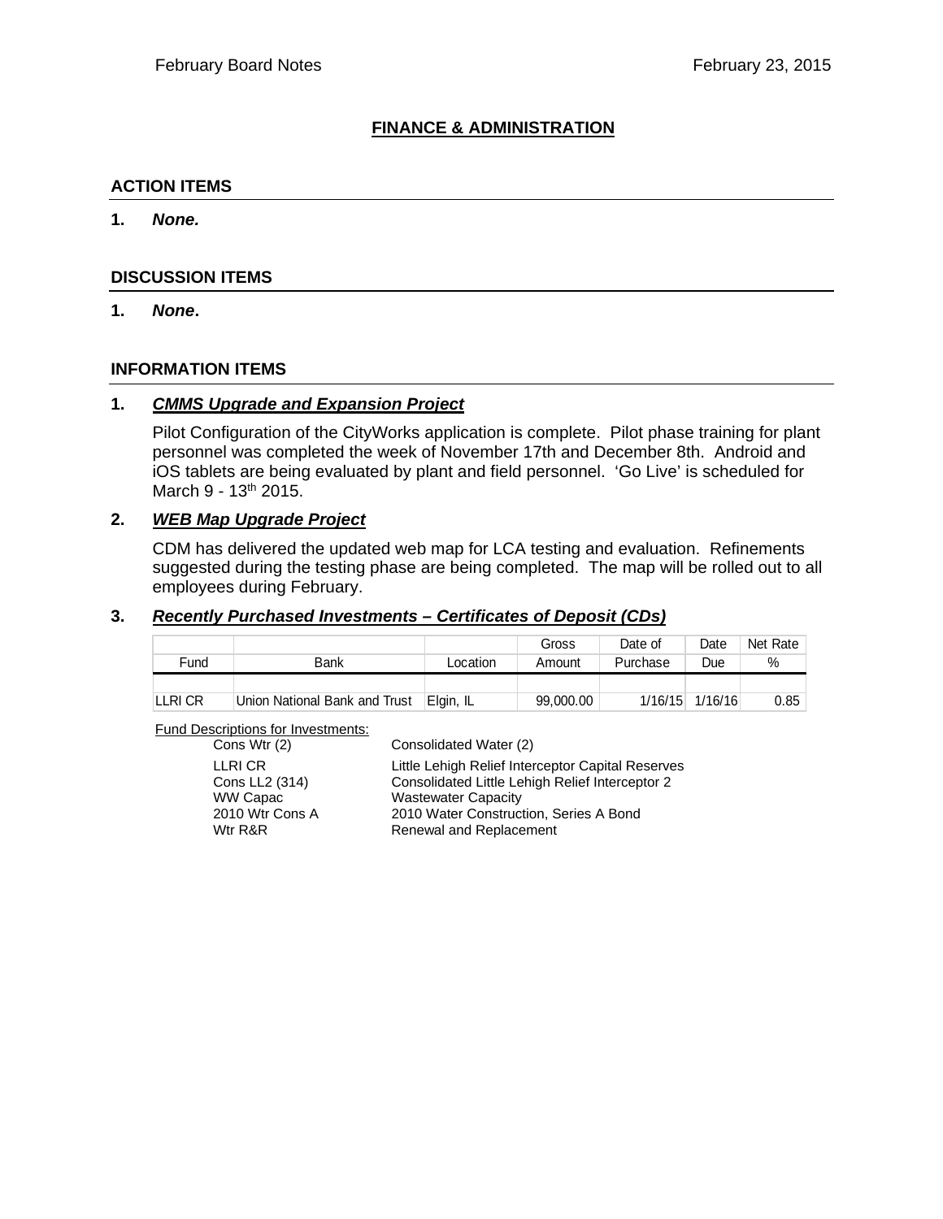# FINANCE & ADMINISTRATION

## ACTION ITEMS

1. ***None.***

## DISCUSSION ITEMS

1. ***None*.**

## INFORMATION ITEMS

1. ***CMMS Upgrade and Expansion Project***

   Pilot Configuration of the CityWorks application is complete. Pilot phase training for plant personnel was completed the week of November 17th and December 8th. Android and iOS tablets are being evaluated by plant and field personnel. 'Go Live' is scheduled for March 9 - 13th 2015.

2. ***WEB Map Upgrade Project***

   CDM has delivered the updated web map for LCA testing and evaluation. Refinements suggested during the testing phase are being completed. The map will be rolled out to all employees during February.

3. ***Recently Purchased Investments – Certificates of Deposit (CDs)***

| Fund | Bank | Location | Gross Amount | Date of Purchase | Date Due | Net Rate % |
|---|---|---|---|---|---|---|
| LLRI CR | Union National Bank and Trust | Elgin, IL | 99,000.00 | 1/16/15 | 1/16/16 | 0.85 |

Fund Descriptions for Investments:

| | |
|---|---|
| Cons Wtr (2) | Consolidated Water (2) |
| LLRI CR | Little Lehigh Relief Interceptor Capital Reserves |
| Cons LL2 (314) | Consolidated Little Lehigh Relief Interceptor 2 |
| WW Capac | Wastewater Capacity |
| 2010 Wtr Cons A | 2010 Water Construction, Series A Bond |
| Wtr R&R | Renewal and Replacement |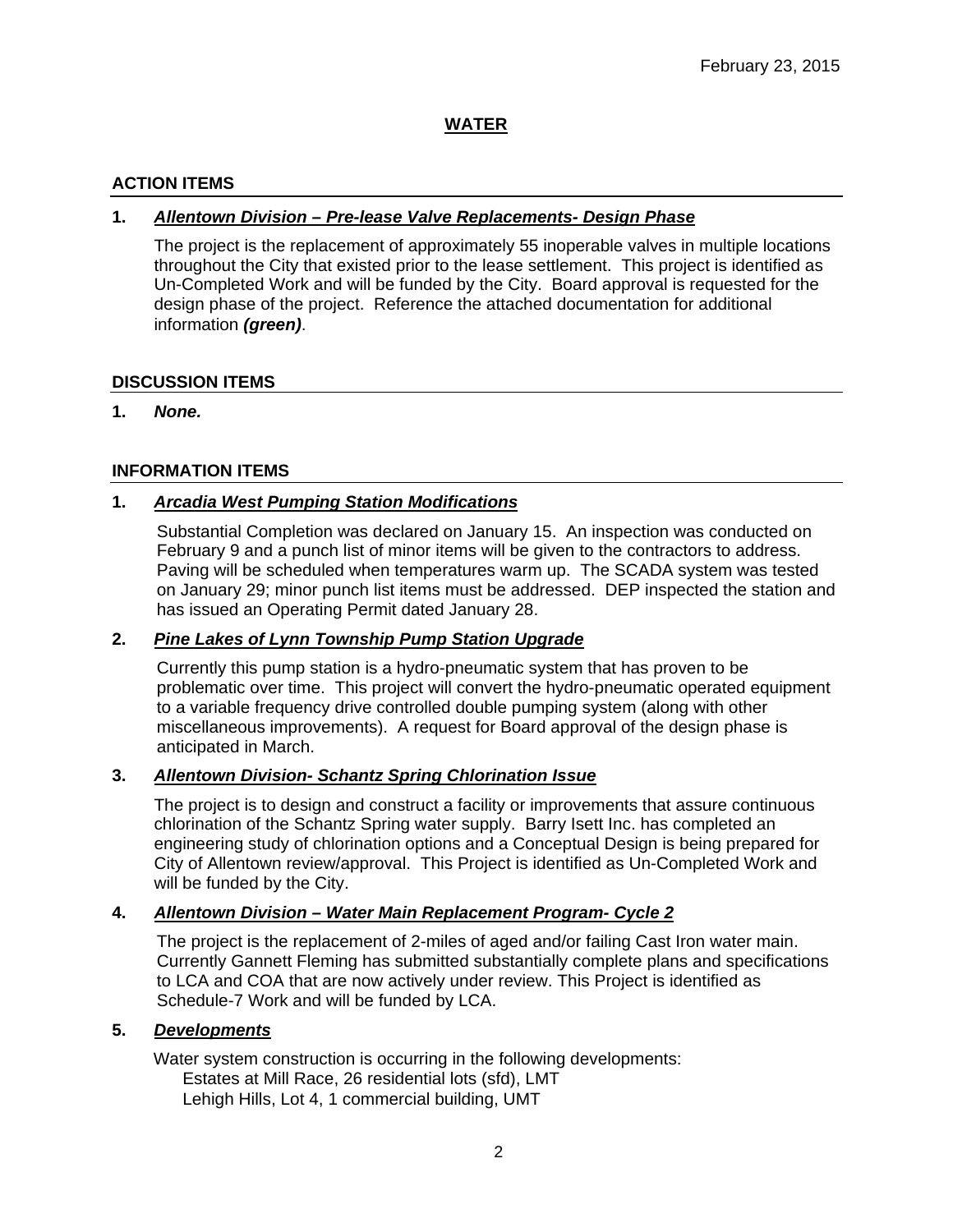February 23, 2015

# WATER

## ACTION ITEMS

**1.** ***Allentown Division – Pre-lease Valve Replacements- Design Phase***

The project is the replacement of approximately 55 inoperable valves in multiple locations throughout the City that existed prior to the lease settlement. This project is identified as Un-Completed Work and will be funded by the City. Board approval is requested for the design phase of the project. Reference the attached documentation for additional information ***(green)***.

## DISCUSSION ITEMS

**1.** ***None.***

## INFORMATION ITEMS

**1.** ***Arcadia West Pumping Station Modifications***

Substantial Completion was declared on January 15. An inspection was conducted on February 9 and a punch list of minor items will be given to the contractors to address. Paving will be scheduled when temperatures warm up. The SCADA system was tested on January 29; minor punch list items must be addressed. DEP inspected the station and has issued an Operating Permit dated January 28.

**2.** ***Pine Lakes of Lynn Township Pump Station Upgrade***

Currently this pump station is a hydro-pneumatic system that has proven to be problematic over time. This project will convert the hydro-pneumatic operated equipment to a variable frequency drive controlled double pumping system (along with other miscellaneous improvements). A request for Board approval of the design phase is anticipated in March.

**3.** ***Allentown Division- Schantz Spring Chlorination Issue***

The project is to design and construct a facility or improvements that assure continuous chlorination of the Schantz Spring water supply. Barry Isett Inc. has completed an engineering study of chlorination options and a Conceptual Design is being prepared for City of Allentown review/approval. This Project is identified as Un-Completed Work and will be funded by the City.

**4.** ***Allentown Division – Water Main Replacement Program- Cycle 2***

The project is the replacement of 2-miles of aged and/or failing Cast Iron water main. Currently Gannett Fleming has submitted substantially complete plans and specifications to LCA and COA that are now actively under review. This Project is identified as Schedule-7 Work and will be funded by LCA.

**5.** ***Developments***

Water system construction is occurring in the following developments:

Estates at Mill Race, 26 residential lots (sfd), LMT
Lehigh Hills, Lot 4, 1 commercial building, UMT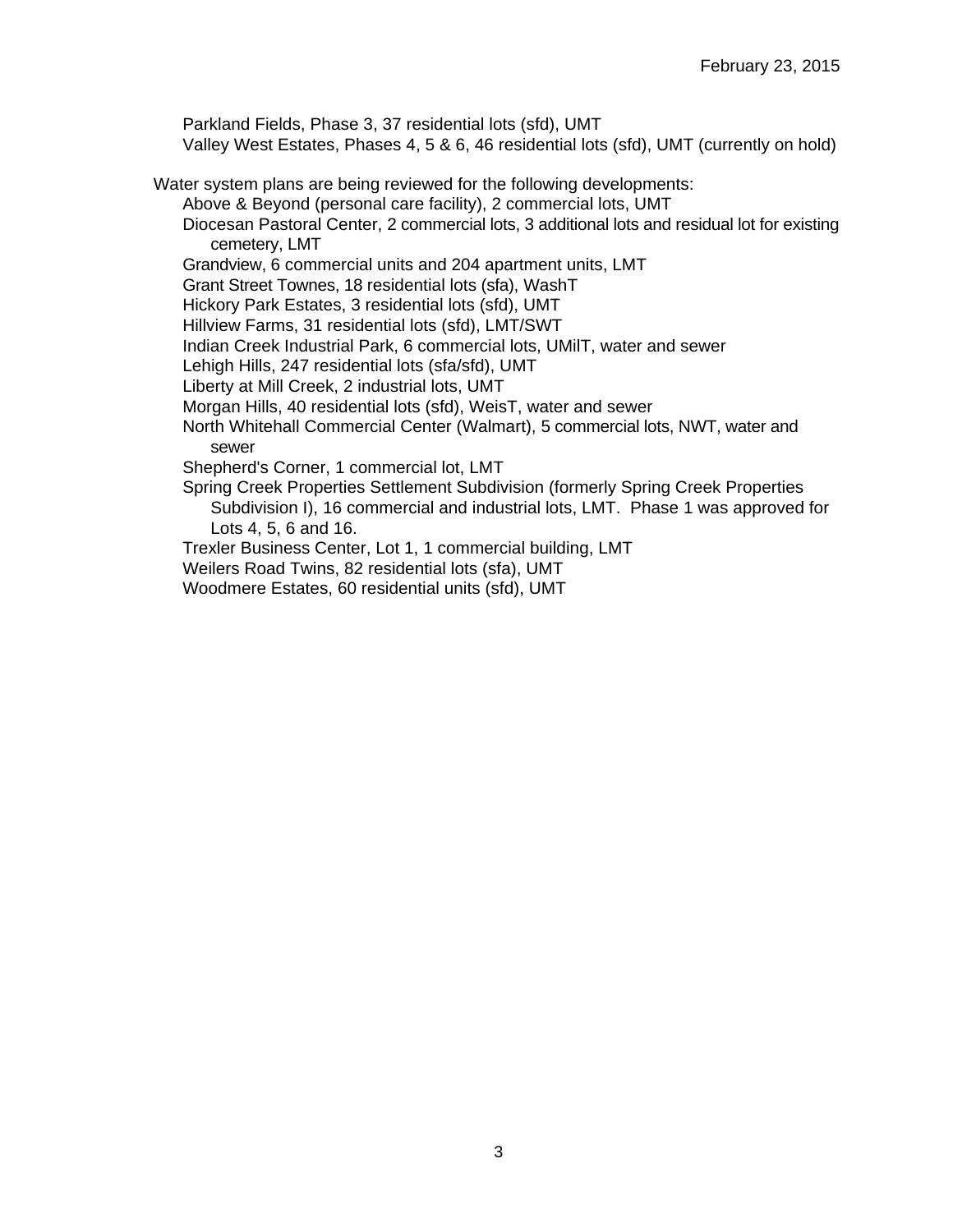Parkland Fields, Phase 3, 37 residential lots (sfd), UMT
Valley West Estates, Phases 4, 5 & 6, 46 residential lots (sfd), UMT (currently on hold)

Water system plans are being reviewed for the following developments:

- Above & Beyond (personal care facility), 2 commercial lots, UMT
- Diocesan Pastoral Center, 2 commercial lots, 3 additional lots and residual lot for existing cemetery, LMT
- Grandview, 6 commercial units and 204 apartment units, LMT
- Grant Street Townes, 18 residential lots (sfa), WashT
- Hickory Park Estates, 3 residential lots (sfd), UMT
- Hillview Farms, 31 residential lots (sfd), LMT/SWT
- Indian Creek Industrial Park, 6 commercial lots, UMilT, water and sewer
- Lehigh Hills, 247 residential lots (sfa/sfd), UMT
- Liberty at Mill Creek, 2 industrial lots, UMT
- Morgan Hills, 40 residential lots (sfd), WeisT, water and sewer
- North Whitehall Commercial Center (Walmart), 5 commercial lots, NWT, water and sewer
- Shepherd's Corner, 1 commercial lot, LMT
- Spring Creek Properties Settlement Subdivision (formerly Spring Creek Properties Subdivision I), 16 commercial and industrial lots, LMT. Phase 1 was approved for Lots 4, 5, 6 and 16.
- Trexler Business Center, Lot 1, 1 commercial building, LMT
- Weilers Road Twins, 82 residential lots (sfa), UMT
- Woodmere Estates, 60 residential units (sfd), UMT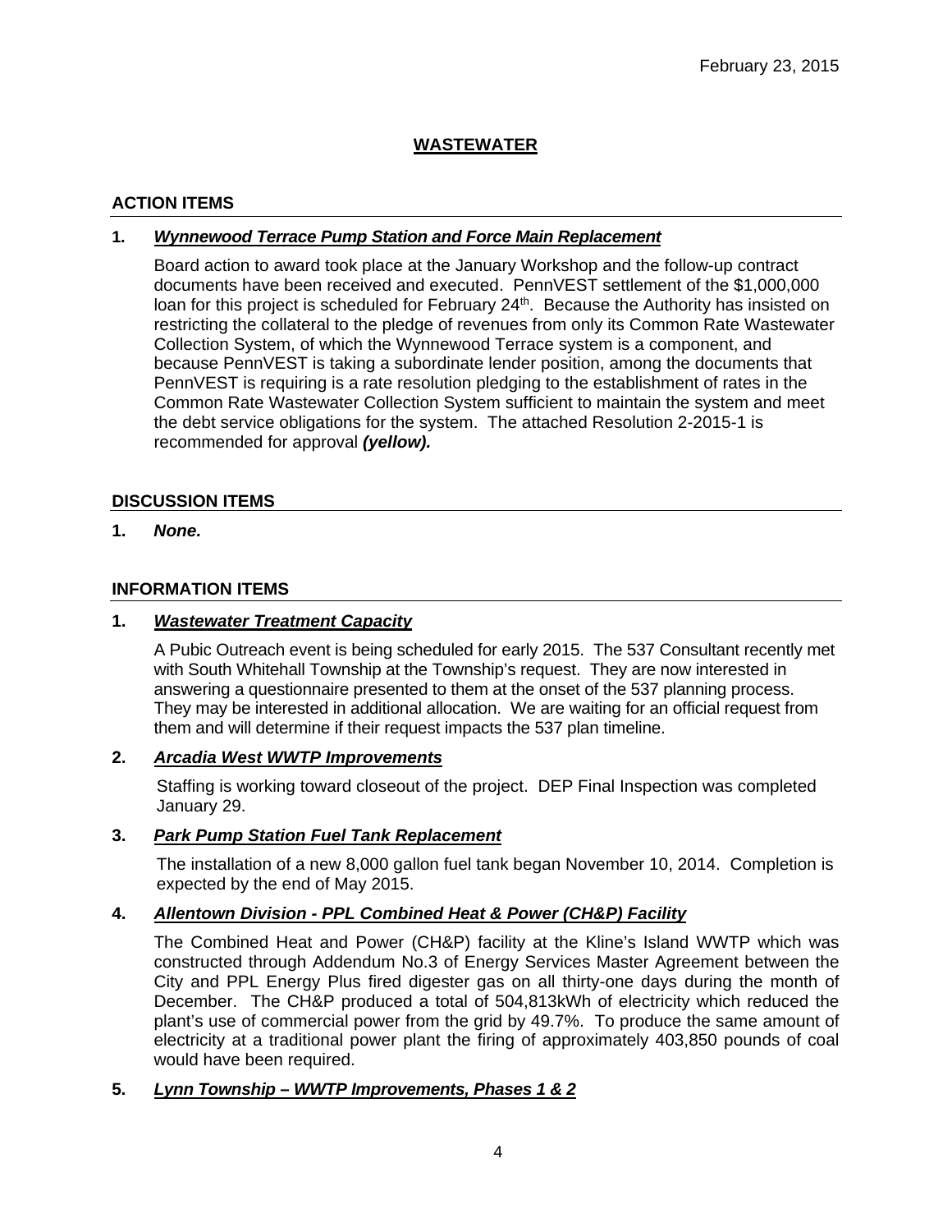February 23, 2015

# WASTEWATER

## ACTION ITEMS

**1. *Wynnewood Terrace Pump Station and Force Main Replacement***

Board action to award took place at the January Workshop and the follow-up contract documents have been received and executed. PennVEST settlement of the $1,000,000 loan for this project is scheduled for February 24th. Because the Authority has insisted on restricting the collateral to the pledge of revenues from only its Common Rate Wastewater Collection System, of which the Wynnewood Terrace system is a component, and because PennVEST is taking a subordinate lender position, among the documents that PennVEST is requiring is a rate resolution pledging to the establishment of rates in the Common Rate Wastewater Collection System sufficient to maintain the system and meet the debt service obligations for the system. The attached Resolution 2-2015-1 is recommended for approval ***(yellow).***

## DISCUSSION ITEMS

**1.** ***None.***

## INFORMATION ITEMS

**1. *Wastewater Treatment Capacity***

A Pubic Outreach event is being scheduled for early 2015. The 537 Consultant recently met with South Whitehall Township at the Township's request. They are now interested in answering a questionnaire presented to them at the onset of the 537 planning process. They may be interested in additional allocation. We are waiting for an official request from them and will determine if their request impacts the 537 plan timeline.

**2. *Arcadia West WWTP Improvements***

Staffing is working toward closeout of the project. DEP Final Inspection was completed January 29.

**3. *Park Pump Station Fuel Tank Replacement***

The installation of a new 8,000 gallon fuel tank began November 10, 2014. Completion is expected by the end of May 2015.

**4. *Allentown Division - PPL Combined Heat & Power (CH&P) Facility***

The Combined Heat and Power (CH&P) facility at the Kline's Island WWTP which was constructed through Addendum No.3 of Energy Services Master Agreement between the City and PPL Energy Plus fired digester gas on all thirty-one days during the month of December. The CH&P produced a total of 504,813kWh of electricity which reduced the plant's use of commercial power from the grid by 49.7%. To produce the same amount of electricity at a traditional power plant the firing of approximately 403,850 pounds of coal would have been required.

**5. *Lynn Township – WWTP Improvements, Phases 1 & 2***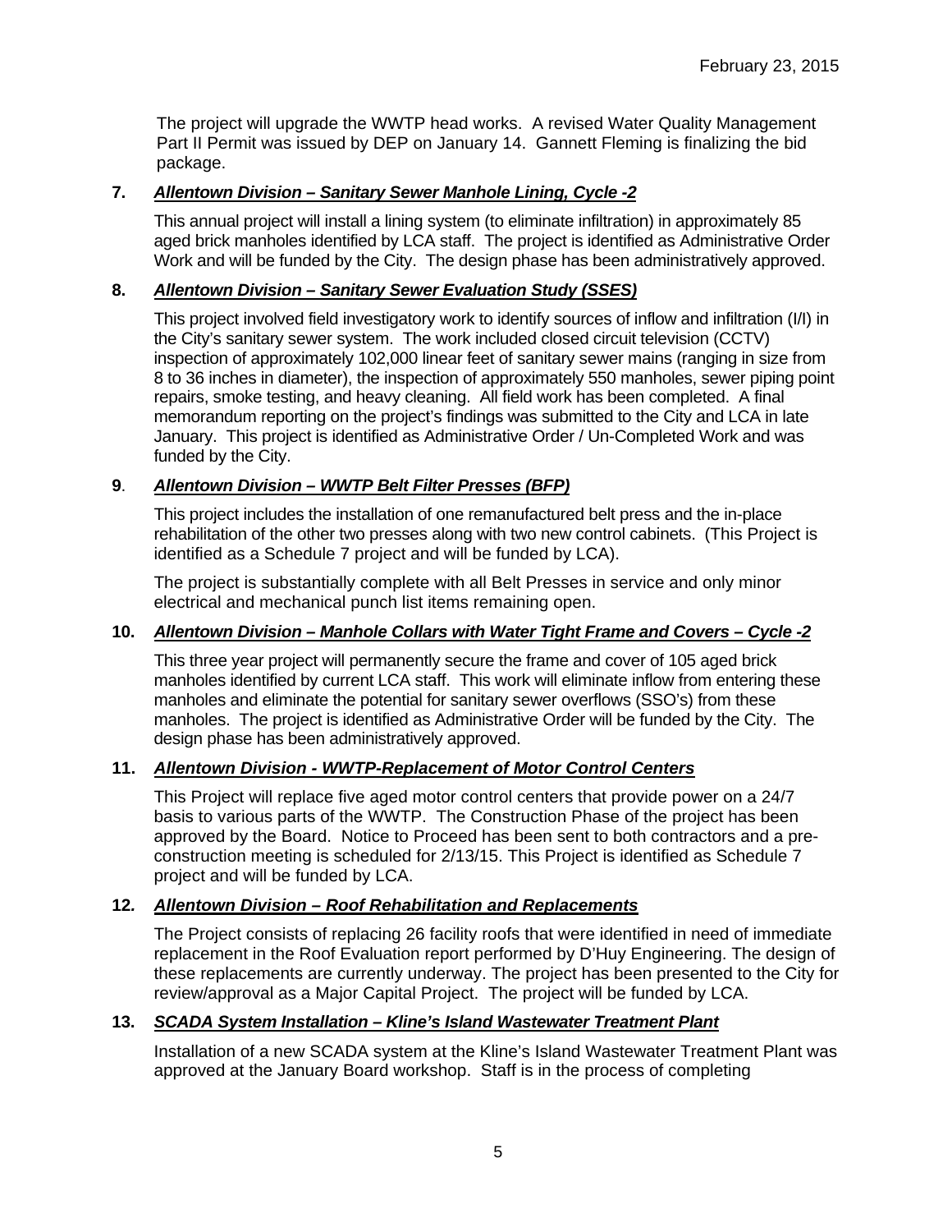The project will upgrade the WWTP head works. A revised Water Quality Management Part II Permit was issued by DEP on January 14. Gannett Fleming is finalizing the bid package.

**7. *Allentown Division – Sanitary Sewer Manhole Lining, Cycle -2***

This annual project will install a lining system (to eliminate infiltration) in approximately 85 aged brick manholes identified by LCA staff. The project is identified as Administrative Order Work and will be funded by the City. The design phase has been administratively approved.

**8. *Allentown Division – Sanitary Sewer Evaluation Study (SSES)***

This project involved field investigatory work to identify sources of inflow and infiltration (I/I) in the City's sanitary sewer system. The work included closed circuit television (CCTV) inspection of approximately 102,000 linear feet of sanitary sewer mains (ranging in size from 8 to 36 inches in diameter), the inspection of approximately 550 manholes, sewer piping point repairs, smoke testing, and heavy cleaning. All field work has been completed. A final memorandum reporting on the project's findings was submitted to the City and LCA in late January. This project is identified as Administrative Order / Un-Completed Work and was funded by the City.

**9. *Allentown Division – WWTP Belt Filter Presses (BFP)***

This project includes the installation of one remanufactured belt press and the in-place rehabilitation of the other two presses along with two new control cabinets. (This Project is identified as a Schedule 7 project and will be funded by LCA).

The project is substantially complete with all Belt Presses in service and only minor electrical and mechanical punch list items remaining open.

**10. *Allentown Division – Manhole Collars with Water Tight Frame and Covers – Cycle -2***

This three year project will permanently secure the frame and cover of 105 aged brick manholes identified by current LCA staff. This work will eliminate inflow from entering these manholes and eliminate the potential for sanitary sewer overflows (SSO's) from these manholes. The project is identified as Administrative Order will be funded by the City. The design phase has been administratively approved.

**11. *Allentown Division - WWTP-Replacement of Motor Control Centers***

This Project will replace five aged motor control centers that provide power on a 24/7 basis to various parts of the WWTP. The Construction Phase of the project has been approved by the Board. Notice to Proceed has been sent to both contractors and a pre-construction meeting is scheduled for 2/13/15. This Project is identified as Schedule 7 project and will be funded by LCA.

**12. *Allentown Division – Roof Rehabilitation and Replacements***

The Project consists of replacing 26 facility roofs that were identified in need of immediate replacement in the Roof Evaluation report performed by D'Huy Engineering. The design of these replacements are currently underway. The project has been presented to the City for review/approval as a Major Capital Project. The project will be funded by LCA.

**13. *SCADA System Installation – Kline's Island Wastewater Treatment Plant***

Installation of a new SCADA system at the Kline's Island Wastewater Treatment Plant was approved at the January Board workshop. Staff is in the process of completing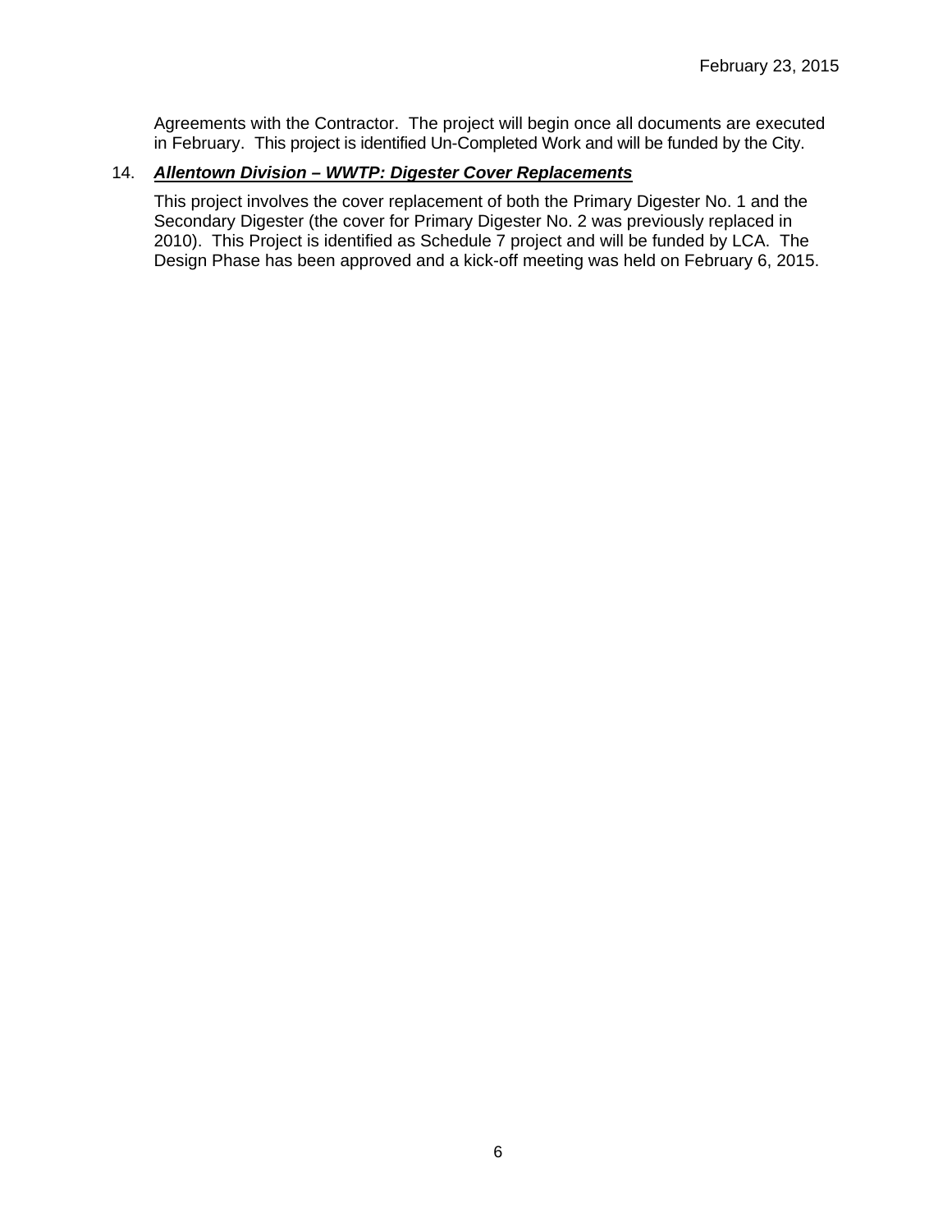Agreements with the Contractor. The project will begin once all documents are executed in February. This project is identified Un-Completed Work and will be funded by the City.

14. ***Allentown Division – WWTP: Digester Cover Replacements***

This project involves the cover replacement of both the Primary Digester No. 1 and the Secondary Digester (the cover for Primary Digester No. 2 was previously replaced in 2010). This Project is identified as Schedule 7 project and will be funded by LCA. The Design Phase has been approved and a kick-off meeting was held on February 6, 2015.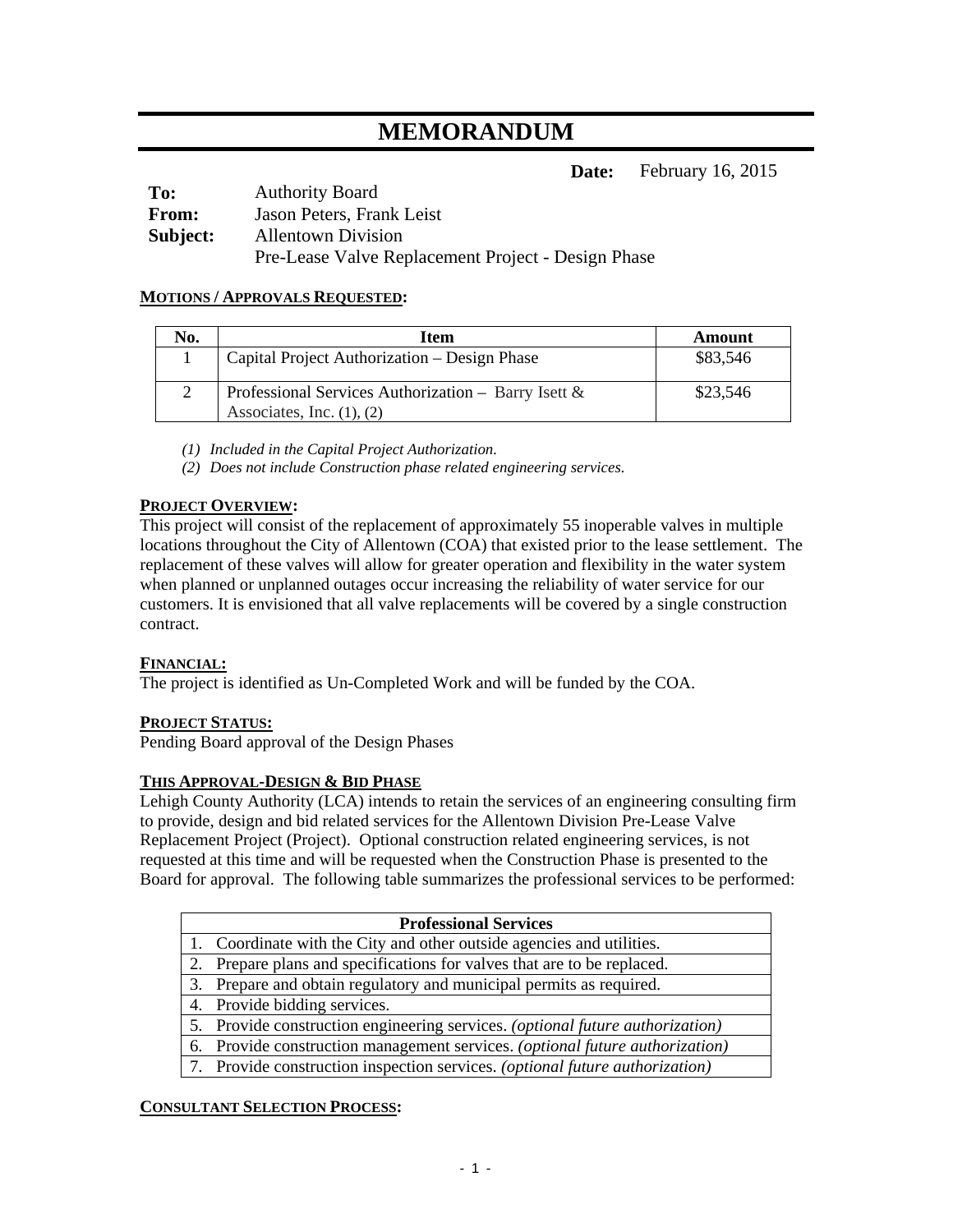# MEMORANDUM

**Date:** February 16, 2015

**To:** Authority Board
**From:** Jason Peters, Frank Leist
**Subject:** Allentown Division
Pre-Lease Valve Replacement Project - Design Phase

**MOTIONS / APPROVALS REQUESTED:**

| No. | Item | Amount |
|---|---|---|
| 1 | Capital Project Authorization – Design Phase | $83,546 |
| 2 | Professional Services Authorization – Barry Isett & Associates, Inc. (1), (2) | $23,546 |

*(1) Included in the Capital Project Authorization.*
*(2) Does not include Construction phase related engineering services.*

**PROJECT OVERVIEW:**
This project will consist of the replacement of approximately 55 inoperable valves in multiple locations throughout the City of Allentown (COA) that existed prior to the lease settlement. The replacement of these valves will allow for greater operation and flexibility in the water system when planned or unplanned outages occur increasing the reliability of water service for our customers. It is envisioned that all valve replacements will be covered by a single construction contract.

**FINANCIAL:**
The project is identified as Un-Completed Work and will be funded by the COA.

**PROJECT STATUS:**
Pending Board approval of the Design Phases

**THIS APPROVAL-DESIGN & BID PHASE**
Lehigh County Authority (LCA) intends to retain the services of an engineering consulting firm to provide, design and bid related services for the Allentown Division Pre-Lease Valve Replacement Project (Project). Optional construction related engineering services, is not requested at this time and will be requested when the Construction Phase is presented to the Board for approval. The following table summarizes the professional services to be performed:

| Professional Services |
|---|
| 1. Coordinate with the City and other outside agencies and utilities. |
| 2. Prepare plans and specifications for valves that are to be replaced. |
| 3. Prepare and obtain regulatory and municipal permits as required. |
| 4. Provide bidding services. |
| 5. Provide construction engineering services. *(optional future authorization)* |
| 6. Provide construction management services. *(optional future authorization)* |
| 7. Provide construction inspection services. *(optional future authorization)* |

**CONSULTANT SELECTION PROCESS:**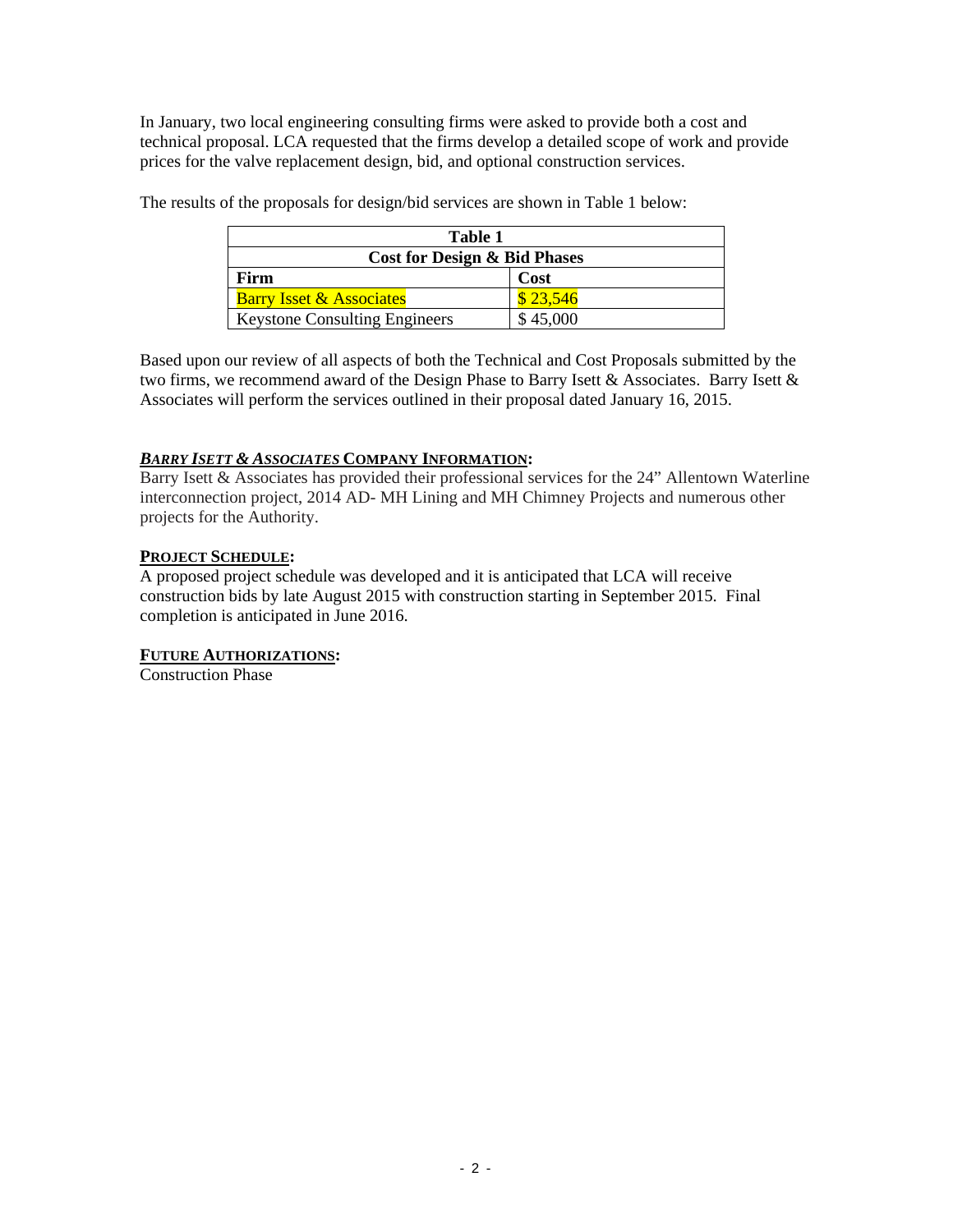In January, two local engineering consulting firms were asked to provide both a cost and technical proposal. LCA requested that the firms develop a detailed scope of work and provide prices for the valve replacement design, bid, and optional construction services.

The results of the proposals for design/bid services are shown in Table 1 below:

| Table 1 | |
|---|---|
| **Cost for Design & Bid Phases** | |
| **Firm** | **Cost** |
| Barry Isset & Associates | $ 23,546 |
| Keystone Consulting Engineers | $ 45,000 |

Based upon our review of all aspects of both the Technical and Cost Proposals submitted by the two firms, we recommend award of the Design Phase to Barry Isett & Associates. Barry Isett & Associates will perform the services outlined in their proposal dated January 16, 2015.

**_BARRY ISETT & ASSOCIATES_ COMPANY INFORMATION:**
Barry Isett & Associates has provided their professional services for the 24" Allentown Waterline interconnection project, 2014 AD- MH Lining and MH Chimney Projects and numerous other projects for the Authority.

**PROJECT SCHEDULE:**
A proposed project schedule was developed and it is anticipated that LCA will receive construction bids by late August 2015 with construction starting in September 2015. Final completion is anticipated in June 2016.

**FUTURE AUTHORIZATIONS:**
Construction Phase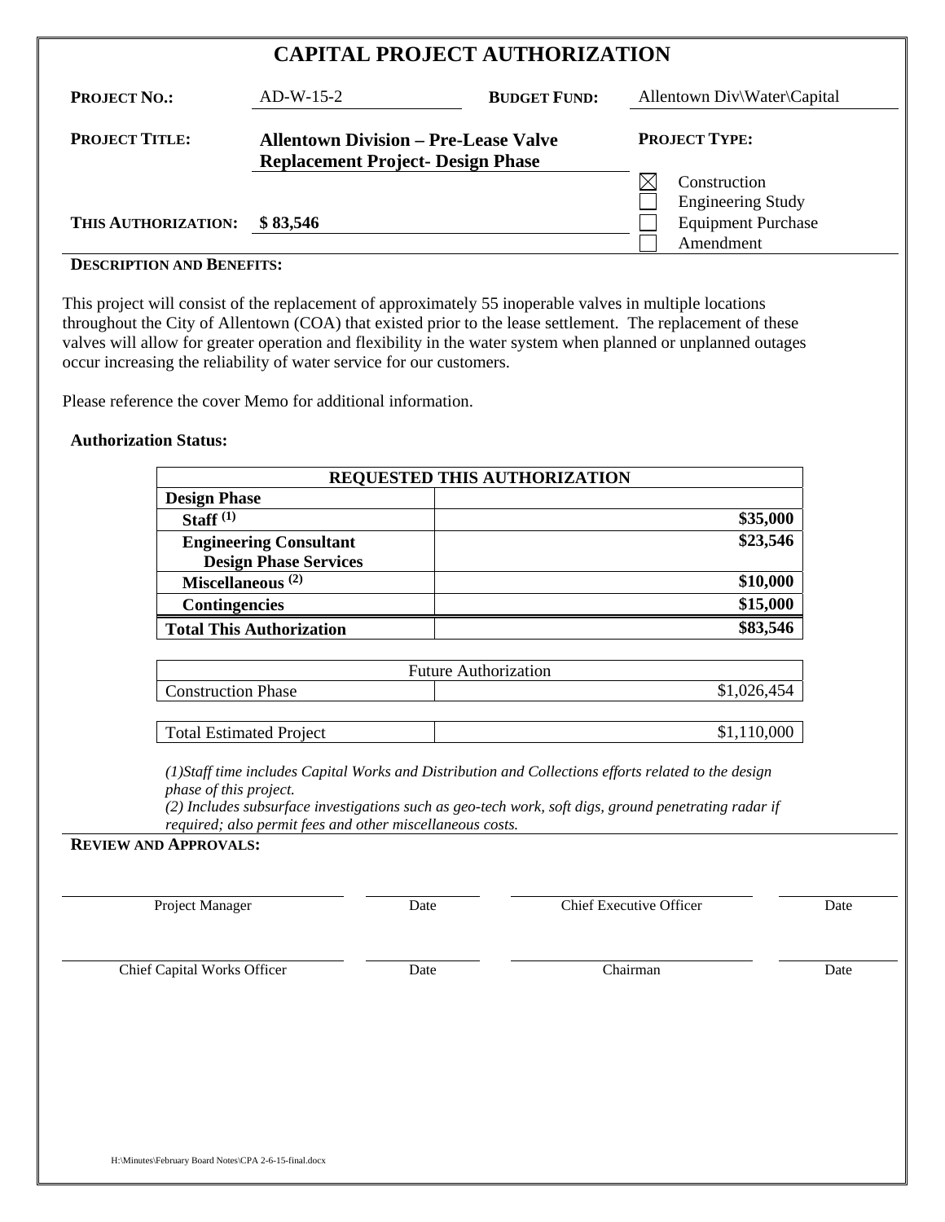# CAPITAL PROJECT AUTHORIZATION

| | | | |
|---|---|---|---|
| **PROJECT NO.:** | AD-W-15-2 | **BUDGET FUND:** | Allentown Div\Water\Capital |
| **PROJECT TITLE:** | **Allentown Division – Pre-Lease Valve Replacement Project- Design Phase** | **PROJECT TYPE:** | ☒ Construction<br>☐ Engineering Study<br>☐ Equipment Purchase<br>☐ Amendment |
| **THIS AUTHORIZATION:** | **$ 83,546** | | |

**DESCRIPTION AND BENEFITS:**

This project will consist of the replacement of approximately 55 inoperable valves in multiple locations throughout the City of Allentown (COA) that existed prior to the lease settlement. The replacement of these valves will allow for greater operation and flexibility in the water system when planned or unplanned outages occur increasing the reliability of water service for our customers.

Please reference the cover Memo for additional information.

**Authorization Status:**

| **REQUESTED THIS AUTHORIZATION** | |
|---|---|
| **Design Phase** | |
| **Staff (1)** | **$35,000** |
| **Engineering Consultant Design Phase Services** | **$23,546** |
| **Miscellaneous (2)** | **$10,000** |
| **Contingencies** | **$15,000** |
| **Total This Authorization** | **$83,546** |

| Future Authorization | |
|---|---|
| Construction Phase | $1,026,454 |

| | |
|---|---|
| Total Estimated Project | $1,110,000 |

*(1)Staff time includes Capital Works and Distribution and Collections efforts related to the design phase of this project.*
*(2) Includes subsurface investigations such as geo-tech work, soft digs, ground penetrating radar if required; also permit fees and other miscellaneous costs.*

**REVIEW AND APPROVALS:**

| | | | |
|---|---|---|---|
| Project Manager | Date | Chief Executive Officer | Date |
| Chief Capital Works Officer | Date | Chairman | Date |

H:\Minutes\February Board Notes\CPA 2-6-15-final.docx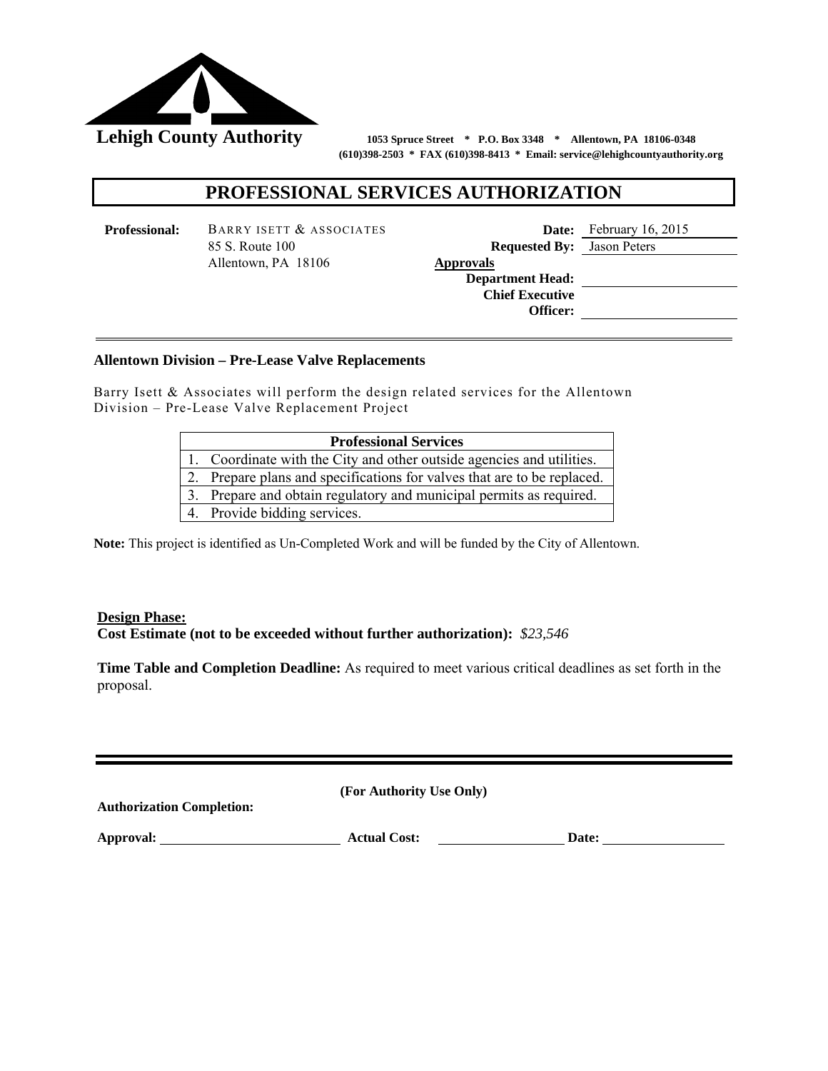**Lehigh County Authority** 1053 Spruce Street * P.O. Box 3348 * Allentown, PA 18106-0348
(610)398-2503 * FAX (610)398-8413 * Email: service@lehighcountyauthority.org

# PROFESSIONAL SERVICES AUTHORIZATION

**Professional:** BARRY ISETT & ASSOCIATES
85 S. Route 100
Allentown, PA 18106

**Date:** February 16, 2015
**Requested By:** Jason Peters

**Approvals**
**Department Head:**
**Chief Executive Officer:**

---

**Allentown Division – Pre-Lease Valve Replacements**

Barry Isett & Associates will perform the design related services for the Allentown Division – Pre-Lease Valve Replacement Project

| Professional Services |
|---|
| 1. Coordinate with the City and other outside agencies and utilities. |
| 2. Prepare plans and specifications for valves that are to be replaced. |
| 3. Prepare and obtain regulatory and municipal permits as required. |
| 4. Provide bidding services. |

**Note:** This project is identified as Un-Completed Work and will be funded by the City of Allentown.

**Design Phase:**
**Cost Estimate (not to be exceeded without further authorization):** *$23,546*

**Time Table and Completion Deadline:** As required to meet various critical deadlines as set forth in the proposal.

---

**(For Authority Use Only)**

**Authorization Completion:**

**Approval:** \_\_\_\_\_\_\_\_\_\_ **Actual Cost:** \_\_\_\_\_\_\_\_\_\_ **Date:** \_\_\_\_\_\_\_\_\_\_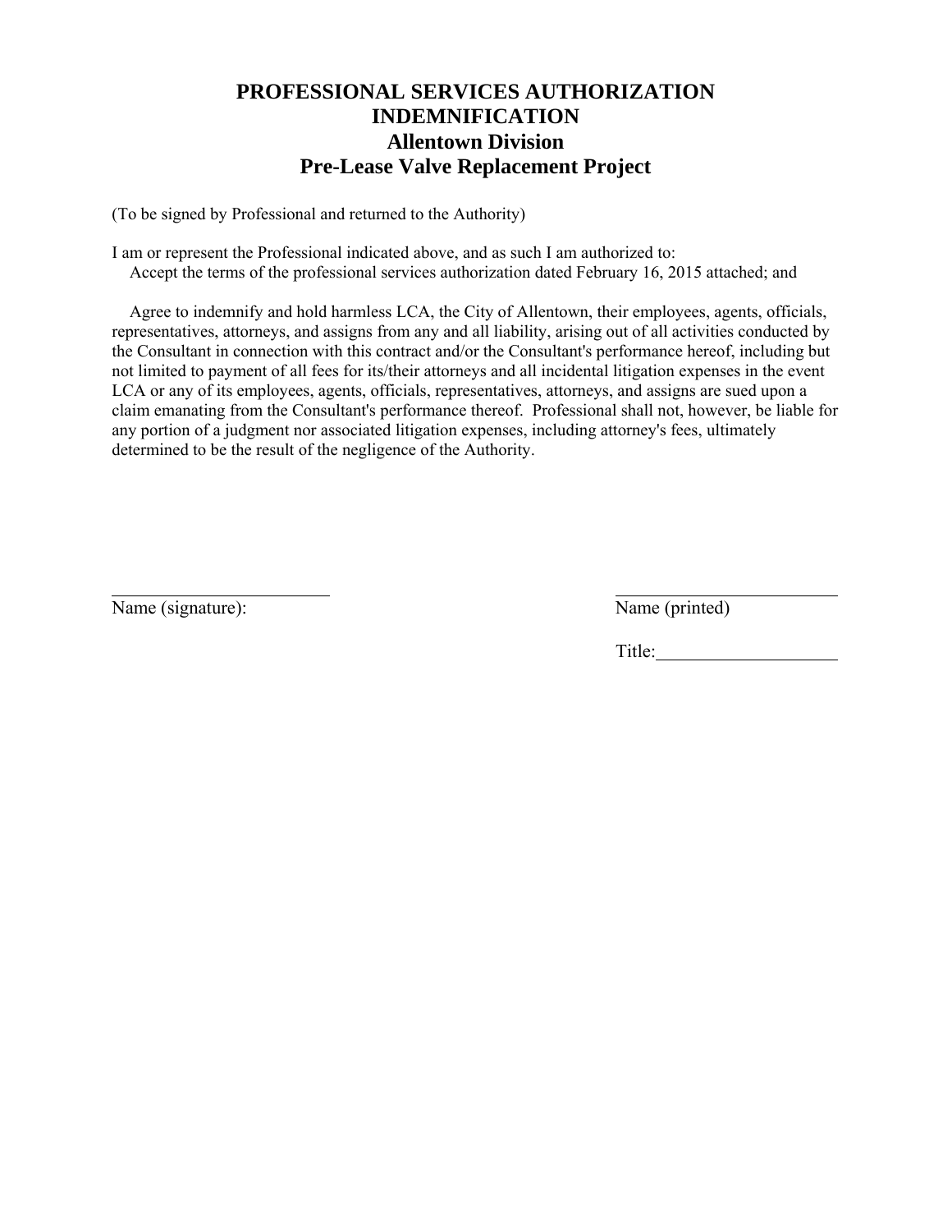# PROFESSIONAL SERVICES AUTHORIZATION INDEMNIFICATION

## Allentown Division

## Pre-Lease Valve Replacement Project

(To be signed by Professional and returned to the Authority)

I am or represent the Professional indicated above, and as such I am authorized to:

Accept the terms of the professional services authorization dated February 16, 2015 attached; and

Agree to indemnify and hold harmless LCA, the City of Allentown, their employees, agents, officials, representatives, attorneys, and assigns from any and all liability, arising out of all activities conducted by the Consultant in connection with this contract and/or the Consultant's performance hereof, including but not limited to payment of all fees for its/their attorneys and all incidental litigation expenses in the event LCA or any of its employees, agents, officials, representatives, attorneys, and assigns are sued upon a claim emanating from the Consultant's performance thereof. Professional shall not, however, be liable for any portion of a judgment nor associated litigation expenses, including attorney's fees, ultimately determined to be the result of the negligence of the Authority.

\_\_\_\_\_\_\_\_\_\_\_\_\_\_\_\_\_\_\_\_\_\_\_\_
Name (signature):

\_\_\_\_\_\_\_\_\_\_\_\_\_\_\_\_\_\_\_\_\_\_\_\_
Name (printed)

Title:\_\_\_\_\_\_\_\_\_\_\_\_\_\_\_\_\_\_\_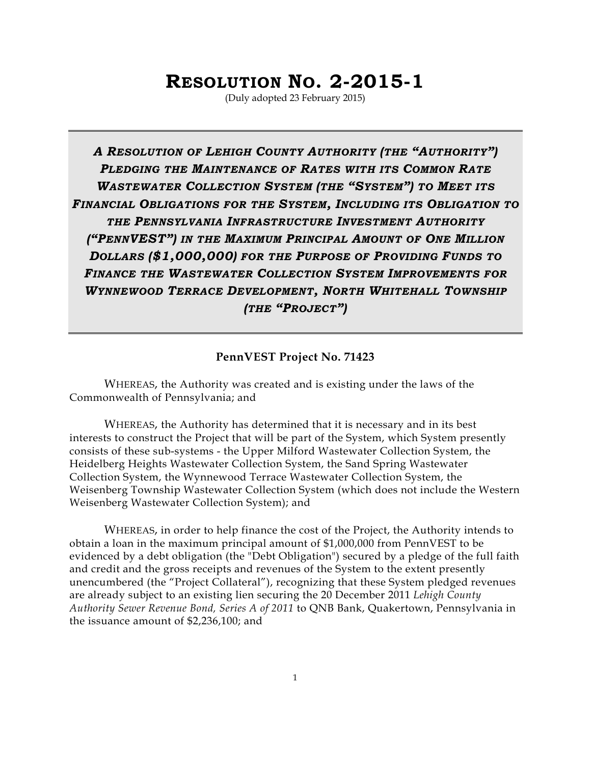# **RESOLUTION NO. 2-2015-1**

(Duly adopted 23 February 2015)

***A RESOLUTION OF LEHIGH COUNTY AUTHORITY (THE "AUTHORITY") PLEDGING THE MAINTENANCE OF RATES WITH ITS COMMON RATE WASTEWATER COLLECTION SYSTEM (THE "SYSTEM") TO MEET ITS FINANCIAL OBLIGATIONS FOR THE SYSTEM, INCLUDING ITS OBLIGATION TO THE PENNSYLVANIA INFRASTRUCTURE INVESTMENT AUTHORITY ("PENNVEST") IN THE MAXIMUM PRINCIPAL AMOUNT OF ONE MILLION DOLLARS ($1,000,000) FOR THE PURPOSE OF PROVIDING FUNDS TO FINANCE THE WASTEWATER COLLECTION SYSTEM IMPROVEMENTS FOR WYNNEWOOD TERRACE DEVELOPMENT, NORTH WHITEHALL TOWNSHIP (THE "PROJECT")***

**PennVEST Project No. 71423**

WHEREAS, the Authority was created and is existing under the laws of the Commonwealth of Pennsylvania; and

WHEREAS, the Authority has determined that it is necessary and in its best interests to construct the Project that will be part of the System, which System presently consists of these sub-systems - the Upper Milford Wastewater Collection System, the Heidelberg Heights Wastewater Collection System, the Sand Spring Wastewater Collection System, the Wynnewood Terrace Wastewater Collection System, the Weisenberg Township Wastewater Collection System (which does not include the Western Weisenberg Wastewater Collection System); and

WHEREAS, in order to help finance the cost of the Project, the Authority intends to obtain a loan in the maximum principal amount of $1,000,000 from PennVEST to be evidenced by a debt obligation (the "Debt Obligation") secured by a pledge of the full faith and credit and the gross receipts and revenues of the System to the extent presently unencumbered (the "Project Collateral"), recognizing that these System pledged revenues are already subject to an existing lien securing the 20 December 2011 *Lehigh County Authority Sewer Revenue Bond, Series A of 2011* to QNB Bank, Quakertown, Pennsylvania in the issuance amount of $2,236,100; and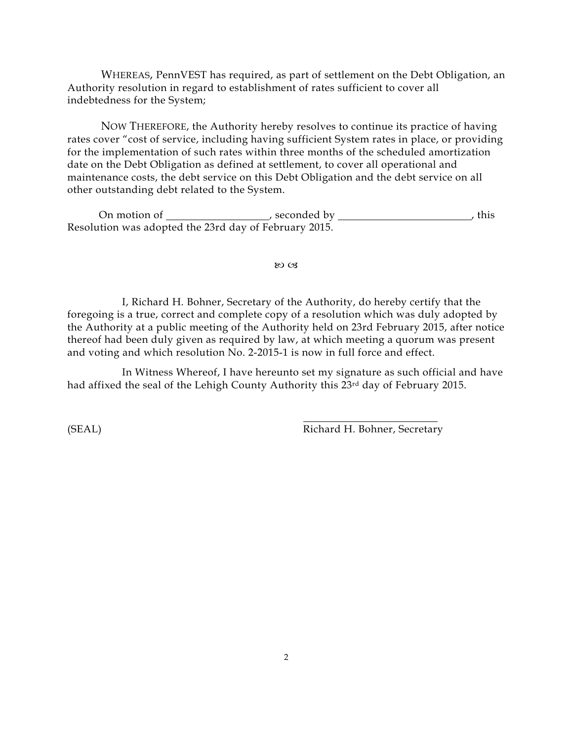WHEREAS, PennVEST has required, as part of settlement on the Debt Obligation, an Authority resolution in regard to establishment of rates sufficient to cover all indebtedness for the System;

NOW THEREFORE, the Authority hereby resolves to continue its practice of having rates cover "cost of service, including having sufficient System rates in place, or providing for the implementation of such rates within three months of the scheduled amortization date on the Debt Obligation as defined at settlement, to cover all operational and maintenance costs, the debt service on this Debt Obligation and the debt service on all other outstanding debt related to the System.

On motion of ___________________, seconded by _________________________, this Resolution was adopted the 23rd day of February 2015.

ꙮ ꙮ

I, Richard H. Bohner, Secretary of the Authority, do hereby certify that the foregoing is a true, correct and complete copy of a resolution which was duly adopted by the Authority at a public meeting of the Authority held on 23rd February 2015, after notice thereof had been duly given as required by law, at which meeting a quorum was present and voting and which resolution No. 2-2015-1 is now in full force and effect.

In Witness Whereof, I have hereunto set my signature as such official and have had affixed the seal of the Lehigh County Authority this 23rd day of February 2015.

(SEAL)

___________________________
Richard H. Bohner, Secretary